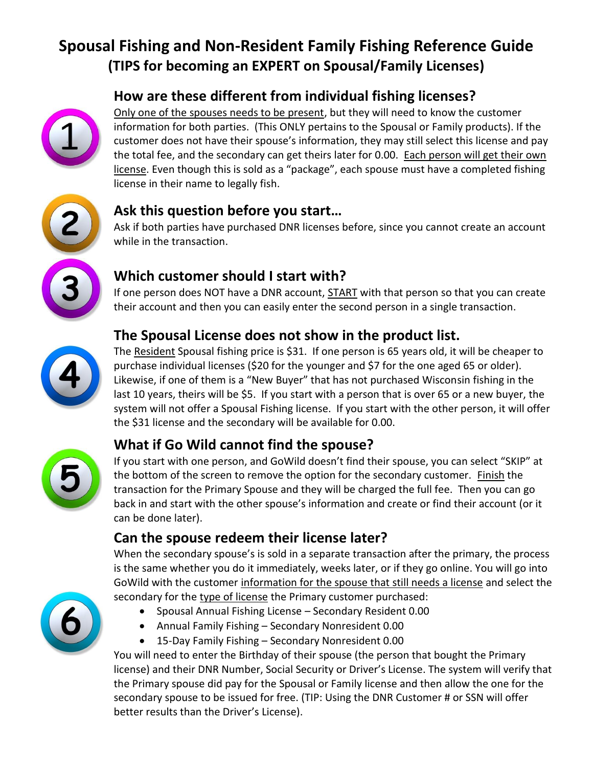# Spousal Fishing and Non-Resident Family Fishing Reference Guide

## (TIPS for becoming an EXPERT on Spousal/Family Licenses)

### 1. How are these different from individual fishing licenses?

Only one of the spouses needs to be present, but they will need to know the customer information for both parties. (This ONLY pertains to the Spousal or Family products). If the customer does not have their spouse's information, they may still select this license and pay the total fee, and the secondary can get theirs later for 0.00. Each person will get their own license. Even though this is sold as a "package", each spouse must have a completed fishing license in their name to legally fish.

### 2. Ask this question before you start…

Ask if both parties have purchased DNR licenses before, since you cannot create an account while in the transaction.

### 3. Which customer should I start with?

If one person does NOT have a DNR account, START with that person so that you can create their account and then you can easily enter the second person in a single transaction.

### 4. The Spousal License does not show in the product list.

The Resident Spousal fishing price is $31. If one person is 65 years old, it will be cheaper to purchase individual licenses ($20 for the younger and $7 for the one aged 65 or older). Likewise, if one of them is a "New Buyer" that has not purchased Wisconsin fishing in the last 10 years, theirs will be $5. If you start with a person that is over 65 or a new buyer, the system will not offer a Spousal Fishing license. If you start with the other person, it will offer the $31 license and the secondary will be available for 0.00.

### 5. What if Go Wild cannot find the spouse?

If you start with one person, and GoWild doesn't find their spouse, you can select "SKIP" at the bottom of the screen to remove the option for the secondary customer. Finish the transaction for the Primary Spouse and they will be charged the full fee. Then you can go back in and start with the other spouse's information and create or find their account (or it can be done later).

### 6. Can the spouse redeem their license later?

When the secondary spouse's is sold in a separate transaction after the primary, the process is the same whether you do it immediately, weeks later, or if they go online. You will go into GoWild with the customer information for the spouse that still needs a license and select the secondary for the type of license the Primary customer purchased:

- Spousal Annual Fishing License – Secondary Resident 0.00
- Annual Family Fishing – Secondary Nonresident 0.00
- 15-Day Family Fishing – Secondary Nonresident 0.00

You will need to enter the Birthday of their spouse (the person that bought the Primary license) and their DNR Number, Social Security or Driver's License. The system will verify that the Primary spouse did pay for the Spousal or Family license and then allow the one for the secondary spouse to be issued for free. (TIP: Using the DNR Customer # or SSN will offer better results than the Driver's License).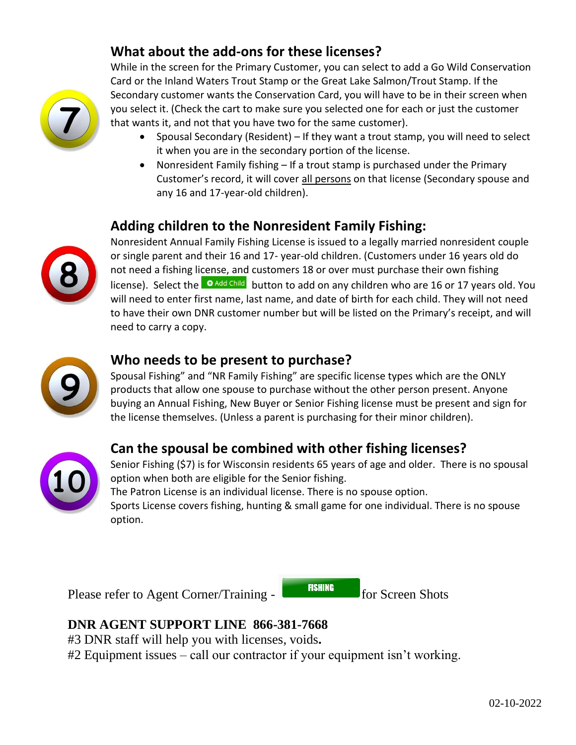## 7 What about the add-ons for these licenses?

While in the screen for the Primary Customer, you can select to add a Go Wild Conservation Card or the Inland Waters Trout Stamp or the Great Lake Salmon/Trout Stamp. If the Secondary customer wants the Conservation Card, you will have to be in their screen when you select it. (Check the cart to make sure you selected one for each or just the customer that wants it, and not that you have two for the same customer).

- Spousal Secondary (Resident) – If they want a trout stamp, you will need to select it when you are in the secondary portion of the license.
- Nonresident Family fishing – If a trout stamp is purchased under the Primary Customer's record, it will cover all persons on that license (Secondary spouse and any 16 and 17-year-old children).

## 8 Adding children to the Nonresident Family Fishing:

Nonresident Annual Family Fishing License is issued to a legally married nonresident couple or single parent and their 16 and 17- year-old children. (Customers under 16 years old do not need a fishing license, and customers 18 or over must purchase their own fishing license). Select the **Add Child** button to add on any children who are 16 or 17 years old. You will need to enter first name, last name, and date of birth for each child. They will not need to have their own DNR customer number but will be listed on the Primary's receipt, and will need to carry a copy.

## 9 Who needs to be present to purchase?

Spousal Fishing" and "NR Family Fishing" are specific license types which are the ONLY products that allow one spouse to purchase without the other person present. Anyone buying an Annual Fishing, New Buyer or Senior Fishing license must be present and sign for the license themselves. (Unless a parent is purchasing for their minor children).

## 10 Can the spousal be combined with other fishing licenses?

Senior Fishing ($7) is for Wisconsin residents 65 years of age and older. There is no spousal option when both are eligible for the Senior fishing.
The Patron License is an individual license. There is no spouse option.
Sports License covers fishing, hunting & small game for one individual. There is no spouse option.

Please refer to Agent Corner/Training - **FISHING** for Screen Shots

**DNR AGENT SUPPORT LINE 866-381-7668**
#3 DNR staff will help you with licenses, voids**.**
#2 Equipment issues – call our contractor if your equipment isn't working.

02-10-2022